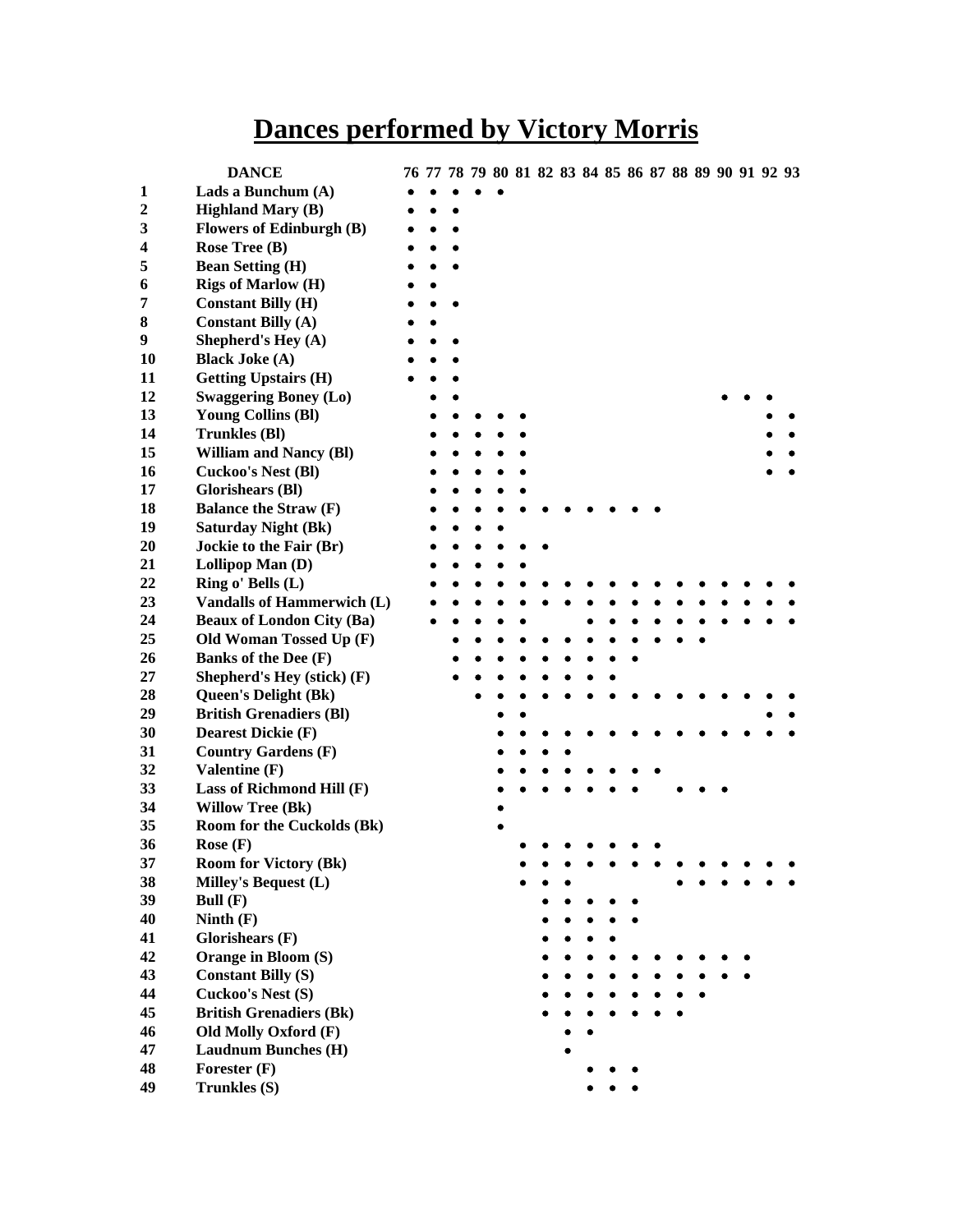# Dances performed by Victory Morris

| | DANCE | 76 | 77 | 78 | 79 | 80 | 81 | 82 | 83 | 84 | 85 | 86 | 87 | 88 | 89 | 90 | 91 | 92 | 93 |
|---|---|---|---|---|---|---|---|---|---|---|---|---|---|---|---|---|---|---|---|
| 1 | Lads a Bunchum (A) | • | • | • | • | • | | | | | | | | | | | | | |
| 2 | Highland Mary (B) | • | • | • | | | | | | | | | | | | | | | |
| 3 | Flowers of Edinburgh (B) | • | • | • | | | | | | | | | | | | | | | |
| 4 | Rose Tree (B) | • | • | • | | | | | | | | | | | | | | | |
| 5 | Bean Setting (H) | • | • | • | | | | | | | | | | | | | | | |
| 6 | Rigs of Marlow (H) | • | • | | | | | | | | | | | | | | | | |
| 7 | Constant Billy (H) | • | • | • | | | | | | | | | | | | | | | |
| 8 | Constant Billy (A) | • | • | | | | | | | | | | | | | | | | |
| 9 | Shepherd's Hey (A) | • | • | • | | | | | | | | | | | | | | | |
| 10 | Black Joke (A) | • | • | • | | | | | | | | | | | | | | | |
| 11 | Getting Upstairs (H) | • | • | • | | | | | | | | | | | | | | | |
| 12 | Swaggering Boney (Lo) | | • | • | | | | | | | | | | | | • | • | • | |
| 13 | Young Collins (Bl) | | • | • | • | • | • | | | | | | | | | | | • | • |
| 14 | Trunkles (Bl) | | • | • | • | • | • | | | | | | | | | | | • | • |
| 15 | William and Nancy (Bl) | | • | • | • | • | • | | | | | | | | | | | • | • |
| 16 | Cuckoo's Nest (Bl) | | • | • | • | • | • | | | | | | | | | | | • | • |
| 17 | Glorishears (Bl) | | • | • | • | • | • | | | | | | | | | | | | |
| 18 | Balance the Straw (F) | | • | • | • | • | • | • | • | • | • | • | • | | | | | | |
| 19 | Saturday Night (Bk) | | • | • | • | • | | | | | | | | | | | | | |
| 20 | Jockie to the Fair (Br) | | • | • | • | • | • | • | | | | | | | | | | | |
| 21 | Lollipop Man (D) | | • | • | • | • | • | | | | | | | | | | | | |
| 22 | Ring o' Bells (L) | | • | • | • | • | • | • | • | • | • | • | • | • | • | • | • | • | • |
| 23 | Vandalls of Hammerwich (L) | | • | • | • | • | • | • | • | • | • | • | • | • | • | • | • | • | • |
| 24 | Beaux of London City (Ba) | | • | • | • | • | • | | | • | • | • | • | • | • | • | • | • | • |
| 25 | Old Woman Tossed Up (F) | | | • | • | • | • | • | • | • | • | • | • | • | • | | | | |
| 26 | Banks of the Dee (F) | | | • | • | • | • | • | • | • | • | • | | | | | | | |
| 27 | Shepherd's Hey (stick) (F) | | | • | • | • | • | • | • | • | • | | | | | | | | |
| 28 | Queen's Delight (Bk) | | | | • | • | • | • | • | • | • | • | • | • | • | • | • | • | • |
| 29 | British Grenadiers (Bl) | | | | | • | • | | | | | | | | | | | • | • |
| 30 | Dearest Dickie (F) | | | | | • | • | • | • | • | • | • | • | • | • | • | • | • | • |
| 31 | Country Gardens (F) | | | | | • | • | • | • | | | | | | | | | | |
| 32 | Valentine (F) | | | | | • | • | • | • | • | • | • | • | | | | | | |
| 33 | Lass of Richmond Hill (F) | | | | | • | • | • | • | • | • | • | | • | • | • | | | |
| 34 | Willow Tree (Bk) | | | | | • | | | | | | | | | | | | | |
| 35 | Room for the Cuckolds (Bk) | | | | | • | | | | | | | | | | | | | |
| 36 | Rose (F) | | | | | | • | • | • | • | • | • | • | | | | | | |
| 37 | Room for Victory (Bk) | | | | | | • | • | • | • | • | • | • | • | • | • | • | • | • |
| 38 | Milley's Bequest (L) | | | | | | • | • | • | | | | | • | • | • | • | • | • |
| 39 | Bull (F) | | | | | | | • | • | • | • | • | | | | | | | |
| 40 | Ninth (F) | | | | | | | • | • | • | • | • | | | | | | | |
| 41 | Glorishears (F) | | | | | | | • | • | • | • | | | | | | | | |
| 42 | Orange in Bloom (S) | | | | | | | • | • | • | • | • | • | • | • | • | • | | |
| 43 | Constant Billy (S) | | | | | | | • | • | • | • | • | • | • | • | • | • | | |
| 44 | Cuckoo's Nest (S) | | | | | | | • | • | • | • | • | • | • | • | | | | |
| 45 | British Grenadiers (Bk) | | | | | | | • | • | • | • | • | • | • | | | | | |
| 46 | Old Molly Oxford (F) | | | | | | | | • | • | | | | | | | | | |
| 47 | Laudnum Bunches (H) | | | | | | | | • | | | | | | | | | | |
| 48 | Forester (F) | | | | | | | | | • | • | • | | | | | | | |
| 49 | Trunkles (S) | | | | | | | | | • | • | • | | | | | | | |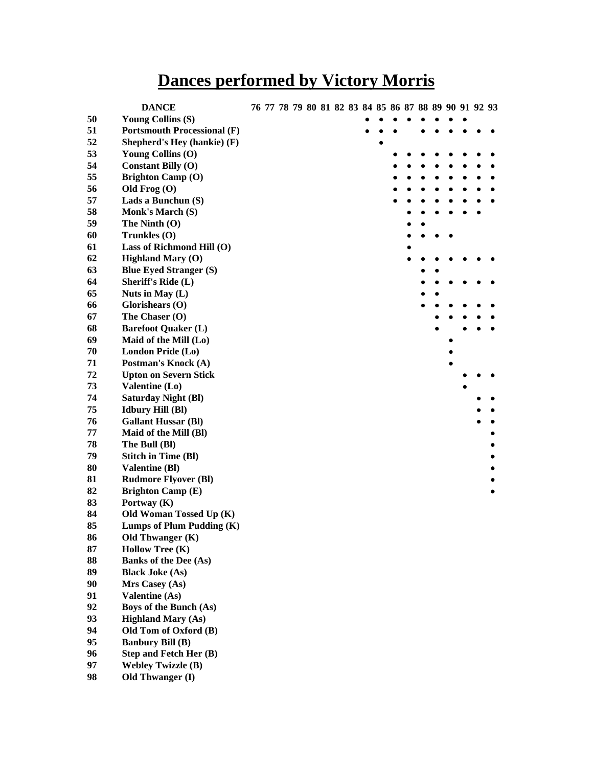# Dances performed by Victory Morris

| | DANCE | 76 | 77 | 78 | 79 | 80 | 81 | 82 | 83 | 84 | 85 | 86 | 87 | 88 | 89 | 90 | 91 | 92 | 93 |
|---|---|---|---|---|---|---|---|---|---|---|---|---|---|---|---|---|---|---|---|
| 50 | **Young Collins (S)** | | | | | | | | | ● | ● | ● | ● | ● | ● | ● | ● | | |
| 51 | **Portsmouth Processional (F)** | | | | | | | | | ● | ● | ● | | ● | ● | ● | ● | ● | ● |
| 52 | **Shepherd's Hey (hankie) (F)** | | | | | | | | | | ● | | | | | | | | |
| 53 | **Young Collins (O)** | | | | | | | | | | | ● | ● | ● | ● | ● | ● | ● | ● |
| 54 | **Constant Billy (O)** | | | | | | | | | | | ● | ● | ● | ● | ● | ● | ● | ● |
| 55 | **Brighton Camp (O)** | | | | | | | | | | | ● | ● | ● | ● | ● | ● | ● | ● |
| 56 | **Old Frog (O)** | | | | | | | | | | | ● | ● | ● | ● | ● | ● | ● | ● |
| 57 | **Lads a Bunchun (S)** | | | | | | | | | | | ● | ● | ● | ● | ● | ● | ● | ● |
| 58 | **Monk's March (S)** | | | | | | | | | | | | ● | ● | ● | ● | ● | ● | |
| 59 | **The Ninth (O)** | | | | | | | | | | | | ● | ● | | | | | |
| 60 | **Trunkles (O)** | | | | | | | | | | | | ● | ● | ● | ● | | | |
| 61 | **Lass of Richmond Hill (O)** | | | | | | | | | | | | ● | | | | | | |
| 62 | **Highland Mary (O)** | | | | | | | | | | | | ● | ● | ● | ● | ● | ● | ● |
| 63 | **Blue Eyed Stranger (S)** | | | | | | | | | | | | | ● | ● | | | | |
| 64 | **Sheriff's Ride (L)** | | | | | | | | | | | | | ● | ● | ● | ● | ● | ● |
| 65 | **Nuts in May (L)** | | | | | | | | | | | | | ● | ● | | | | |
| 66 | **Glorishears (O)** | | | | | | | | | | | | | ● | ● | ● | ● | ● | ● |
| 67 | **The Chaser (O)** | | | | | | | | | | | | | | ● | ● | ● | ● | ● |
| 68 | **Barefoot Quaker (L)** | | | | | | | | | | | | | | ● | | ● | ● | ● |
| 69 | **Maid of the Mill (Lo)** | | | | | | | | | | | | | | | ● | | | |
| 70 | **London Pride (Lo)** | | | | | | | | | | | | | | | ● | | | |
| 71 | **Postman's Knock (A)** | | | | | | | | | | | | | | | ● | | | |
| 72 | **Upton on Severn Stick** | | | | | | | | | | | | | | | | ● | ● | ● |
| 73 | **Valentine (Lo)** | | | | | | | | | | | | | | | | ● | | |
| 74 | **Saturday Night (Bl)** | | | | | | | | | | | | | | | | | ● | ● |
| 75 | **Idbury Hill (Bl)** | | | | | | | | | | | | | | | | | ● | ● |
| 76 | **Gallant Hussar (Bl)** | | | | | | | | | | | | | | | | | ● | ● |
| 77 | **Maid of the Mill (Bl)** | | | | | | | | | | | | | | | | | | ● |
| 78 | **The Bull (Bl)** | | | | | | | | | | | | | | | | | | ● |
| 79 | **Stitch in Time (Bl)** | | | | | | | | | | | | | | | | | | ● |
| 80 | **Valentine (Bl)** | | | | | | | | | | | | | | | | | | ● |
| 81 | **Rudmore Flyover (Bl)** | | | | | | | | | | | | | | | | | | ● |
| 82 | **Brighton Camp (E)** | | | | | | | | | | | | | | | | | | ● |
| 83 | **Portway (K)** | | | | | | | | | | | | | | | | | | |
| 84 | **Old Woman Tossed Up (K)** | | | | | | | | | | | | | | | | | | |
| 85 | **Lumps of Plum Pudding (K)** | | | | | | | | | | | | | | | | | | |
| 86 | **Old Thwanger (K)** | | | | | | | | | | | | | | | | | | |
| 87 | **Hollow Tree (K)** | | | | | | | | | | | | | | | | | | |
| 88 | **Banks of the Dee (As)** | | | | | | | | | | | | | | | | | | |
| 89 | **Black Joke (As)** | | | | | | | | | | | | | | | | | | |
| 90 | **Mrs Casey (As)** | | | | | | | | | | | | | | | | | | |
| 91 | **Valentine (As)** | | | | | | | | | | | | | | | | | | |
| 92 | **Boys of the Bunch (As)** | | | | | | | | | | | | | | | | | | |
| 93 | **Highland Mary (As)** | | | | | | | | | | | | | | | | | | |
| 94 | **Old Tom of Oxford (B)** | | | | | | | | | | | | | | | | | | |
| 95 | **Banbury Bill (B)** | | | | | | | | | | | | | | | | | | |
| 96 | **Step and Fetch Her (B)** | | | | | | | | | | | | | | | | | | |
| 97 | **Webley Twizzle (B)** | | | | | | | | | | | | | | | | | | |
| 98 | **Old Thwanger (I)** | | | | | | | | | | | | | | | | | | |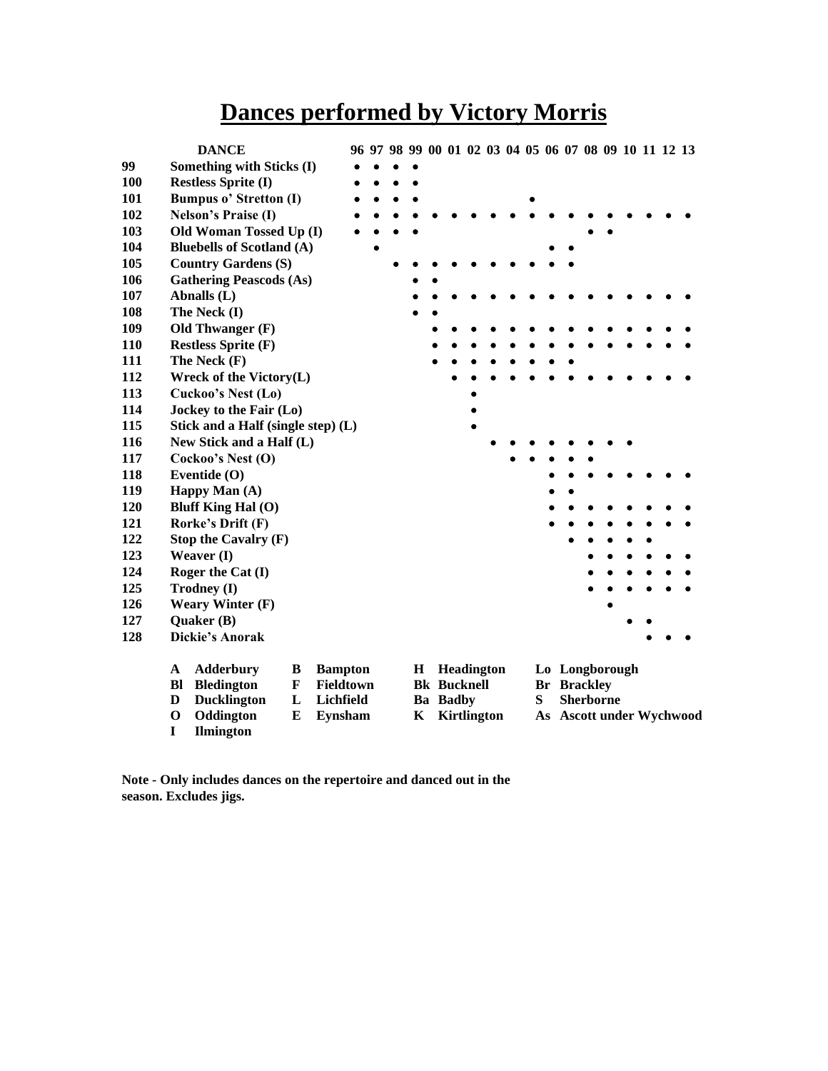# Dances performed by Victory Morris

| | DANCE | 96 | 97 | 98 | 99 | 00 | 01 | 02 | 03 | 04 | 05 | 06 | 07 | 08 | 09 | 10 | 11 | 12 | 13 |
|---|---|---|---|---|---|---|---|---|---|---|---|---|---|---|---|---|---|---|---|
| 99 | Something with Sticks (I) | • | • | • | • | | | | | | | | | | | | | | |
| 100 | Restless Sprite (I) | • | • | • | • | | | | | | | | | | | | | | |
| 101 | Bumpus o' Stretton (I) | • | • | • | • | | | | | | • | | | | | | | | |
| 102 | Nelson's Praise (I) | • | • | • | • | • | • | • | • | • | • | • | • | • | • | • | • | • | • |
| 103 | Old Woman Tossed Up (I) | • | • | • | • | | | | | | | | | • | • | | | | |
| 104 | Bluebells of Scotland (A) | | • | | | | | | | | | • | • | | | | | | |
| 105 | Country Gardens (S) | | | • | • | • | • | • | • | • | • | • | • | | | | | | |
| 106 | Gathering Peascods (As) | | | | • | • | | | | | | | | | | | | | |
| 107 | Abnalls (L) | | | | • | • | • | • | • | • | • | • | • | • | • | • | • | • | • |
| 108 | The Neck (I) | | | | • | • | | | | | | | | | | | | | |
| 109 | Old Thwanger (F) | | | | | • | • | • | • | • | • | • | • | • | • | • | • | • | • |
| 110 | Restless Sprite (F) | | | | | • | • | • | • | • | • | • | • | • | • | • | • | • | • |
| 111 | The Neck (F) | | | | | • | • | • | • | • | • | • | • | | | | | | |
| 112 | Wreck of the Victory(L) | | | | | | • | • | • | • | • | • | • | • | • | • | • | • | • |
| 113 | Cuckoo's Nest (Lo) | | | | | | | • | | | | | | | | | | | |
| 114 | Jockey to the Fair (Lo) | | | | | | | • | | | | | | | | | | | |
| 115 | Stick and a Half (single step) (L) | | | | | | | • | | | | | | | | | | | |
| 116 | New Stick and a Half (L) | | | | | | | | • | • | • | • | • | • | • | • | | | |
| 117 | Cockoo's Nest (O) | | | | | | | | | • | • | • | • | | | | | | |
| 118 | Eventide (O) | | | | | | | | | | | • | • | • | • | • | • | • | • |
| 119 | Happy Man (A) | | | | | | | | | | | • | • | | | | | | |
| 120 | Bluff King Hal (O) | | | | | | | | | | | • | • | • | • | • | • | • | • |
| 121 | Rorke's Drift (F) | | | | | | | | | | | • | • | • | • | • | • | • | • |
| 122 | Stop the Cavalry (F) | | | | | | | | | | | | • | • | • | • | • | | |
| 123 | Weaver (I) | | | | | | | | | | | | | • | • | • | • | • | • |
| 124 | Roger the Cat (I) | | | | | | | | | | | | | • | • | • | • | • | • |
| 125 | Trodney (I) | | | | | | | | | | | | | • | • | • | • | • | • |
| 126 | Weary Winter (F) | | | | | | | | | | | | | | • | | | | |
| 127 | Quaker (B) | | | | | | | | | | | | | | | • | • | | |
| 128 | Dickie's Anorak | | | | | | | | | | | | | | | | • | • | • |

| | | | | | | | |
|---|---|---|---|---|---|---|---|
| A | Adderbury | B | Bampton | H | Headington | Lo | Longborough |
| Bl | Bledington | F | Fieldtown | Bk | Bucknell | Br | Brackley |
| D | Ducklington | L | Lichfield | Ba | Badby | S | Sherborne |
| O | Oddington | E | Eynsham | K | Kirtlington | As | Ascott under Wychwood |
| I | Ilmington | | | | | | |

**Note - Only includes dances on the repertoire and danced out in the season. Excludes jigs.**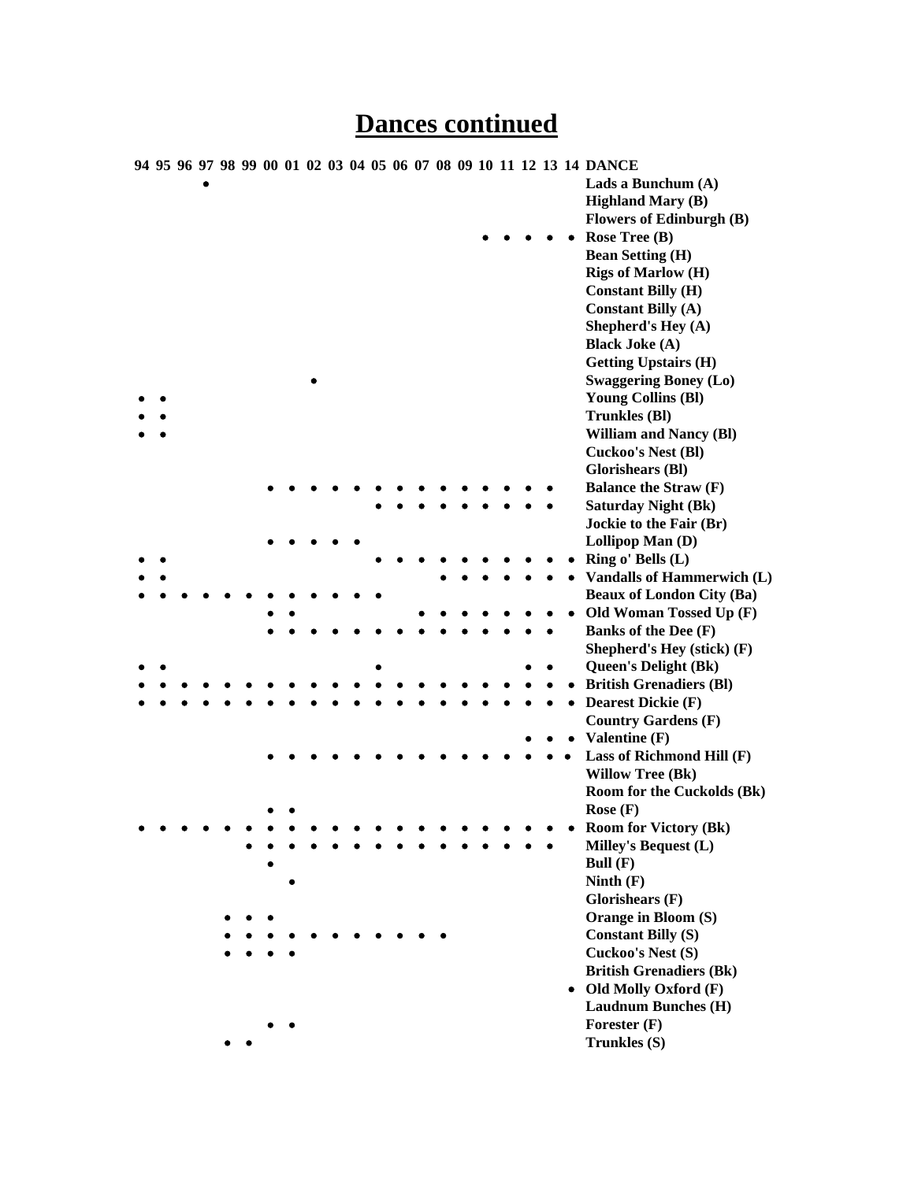# Dances continued

| 94 | 95 | 96 | 97 | 98 | 99 | 00 | 01 | 02 | 03 | 04 | 05 | 06 | 07 | 08 | 09 | 10 | 11 | 12 | 13 | 14 | DANCE |
|---|---|---|---|---|---|---|---|---|---|---|---|---|---|---|---|---|---|---|---|---|---|
| | | | • | | | | | | | | | | | | | | | | | | **Lads a Bunchum (A)** |
| | | | | | | | | | | | | | | | | | | | | | **Highland Mary (B)** |
| | | | | | | | | | | | | | | | | | | | | | **Flowers of Edinburgh (B)** |
| | | | | | | | | | | | | | | | | • | • | • | • | • | **Rose Tree (B)** |
| | | | | | | | | | | | | | | | | | | | | | **Bean Setting (H)** |
| | | | | | | | | | | | | | | | | | | | | | **Rigs of Marlow (H)** |
| | | | | | | | | | | | | | | | | | | | | | **Constant Billy (H)** |
| | | | | | | | | | | | | | | | | | | | | | **Constant Billy (A)** |
| | | | | | | | | | | | | | | | | | | | | | **Shepherd's Hey (A)** |
| | | | | | | | | | | | | | | | | | | | | | **Black Joke (A)** |
| | | | | | | | | | | | | | | | | | | | | | **Getting Upstairs (H)** |
| | | | | | | | | • | | | | | | | | | | | | | **Swaggering Boney (Lo)** |
| • | • | | | | | | | | | | | | | | | | | | | | **Young Collins (Bl)** |
| • | • | | | | | | | | | | | | | | | | | | | | **Trunkles (Bl)** |
| • | • | | | | | | | | | | | | | | | | | | | | **William and Nancy (Bl)** |
| | | | | | | | | | | | | | | | | | | | | | **Cuckoo's Nest (Bl)** |
| | | | | | | | | | | | | | | | | | | | | | **Glorishears (Bl)** |
| | | | | | | • | • | • | • | • | • | • | • | • | • | • | • | • | • | | **Balance the Straw (F)** |
| | | | | | | | | | | | • | • | • | • | • | • | • | • | • | | **Saturday Night (Bk)** |
| | | | | | | | | | | | | | | | | | | | | | **Jockie to the Fair (Br)** |
| | | | | | | • | • | • | • | • | | | | | | | | | | | **Lollipop Man (D)** |
| • | • | | | | | | | | | | • | • | • | • | • | • | • | • | • | • | **Ring o' Bells (L)** |
| • | • | | | | | | | | | | | | | • | • | • | • | • | • | • | **Vandalls of Hammerwich (L)** |
| • | • | • | • | • | • | • | • | • | • | • | • | | | | | | | | | | **Beaux of London City (Ba)** |
| | | | | | | • | • | | | | | | • | • | • | • | • | • | • | • | **Old Woman Tossed Up (F)** |
| | | | | | | • | • | • | • | • | • | • | • | • | • | • | • | • | • | | **Banks of the Dee (F)** |
| | | | | | | | | | | | | | | | | | | | | | **Shepherd's Hey (stick) (F)** |
| • | • | | | | | | | | | | • | | | | | | | • | • | | **Queen's Delight (Bk)** |
| • | • | • | • | • | • | • | • | • | • | • | • | • | • | • | • | • | • | • | • | • | **British Grenadiers (Bl)** |
| • | • | • | • | • | • | • | • | • | • | • | • | • | • | • | • | • | • | • | • | • | **Dearest Dickie (F)** |
| | | | | | | | | | | | | | | | | | | | | | **Country Gardens (F)** |
| | | | | | | | | | | | | | | | | | | • | • | • | **Valentine (F)** |
| | | | | | | • | • | • | • | • | • | • | • | • | • | • | • | • | • | • | **Lass of Richmond Hill (F)** |
| | | | | | | | | | | | | | | | | | | | | | **Willow Tree (Bk)** |
| | | | | | | | | | | | | | | | | | | | | | **Room for the Cuckolds (Bk)** |
| | | | | | | • | • | | | | | | | | | | | | | | **Rose (F)** |
| • | • | • | • | • | • | • | • | • | • | • | • | • | • | • | • | • | • | • | • | • | **Room for Victory (Bk)** |
| | | | | | • | • | • | • | • | • | • | • | • | • | • | • | • | • | • | | **Milley's Bequest (L)** |
| | | | | | | • | | | | | | | | | | | | | | | **Bull (F)** |
| | | | | | | | • | | | | | | | | | | | | | | **Ninth (F)** |
| | | | | | | | | | | | | | | | | | | | | | **Glorishears (F)** |
| | | | | • | • | • | | | | | | | | | | | | | | | **Orange in Bloom (S)** |
| | | | | • | • | • | • | • | • | • | • | • | • | • | | | | | | | **Constant Billy (S)** |
| | | | | • | • | • | • | | | | | | | | | | | | | | **Cuckoo's Nest (S)** |
| | | | | | | | | | | | | | | | | | | | | | **British Grenadiers (Bk)** |
| | | | | | | | | | | | | | | | | | | | | • | **Old Molly Oxford (F)** |
| | | | | | | | | | | | | | | | | | | | | | **Laudnum Bunches (H)** |
| | | | | | | • | • | | | | | | | | | | | | | | **Forester (F)** |
| | | | | • | • | | | | | | | | | | | | | | | | **Trunkles (S)** |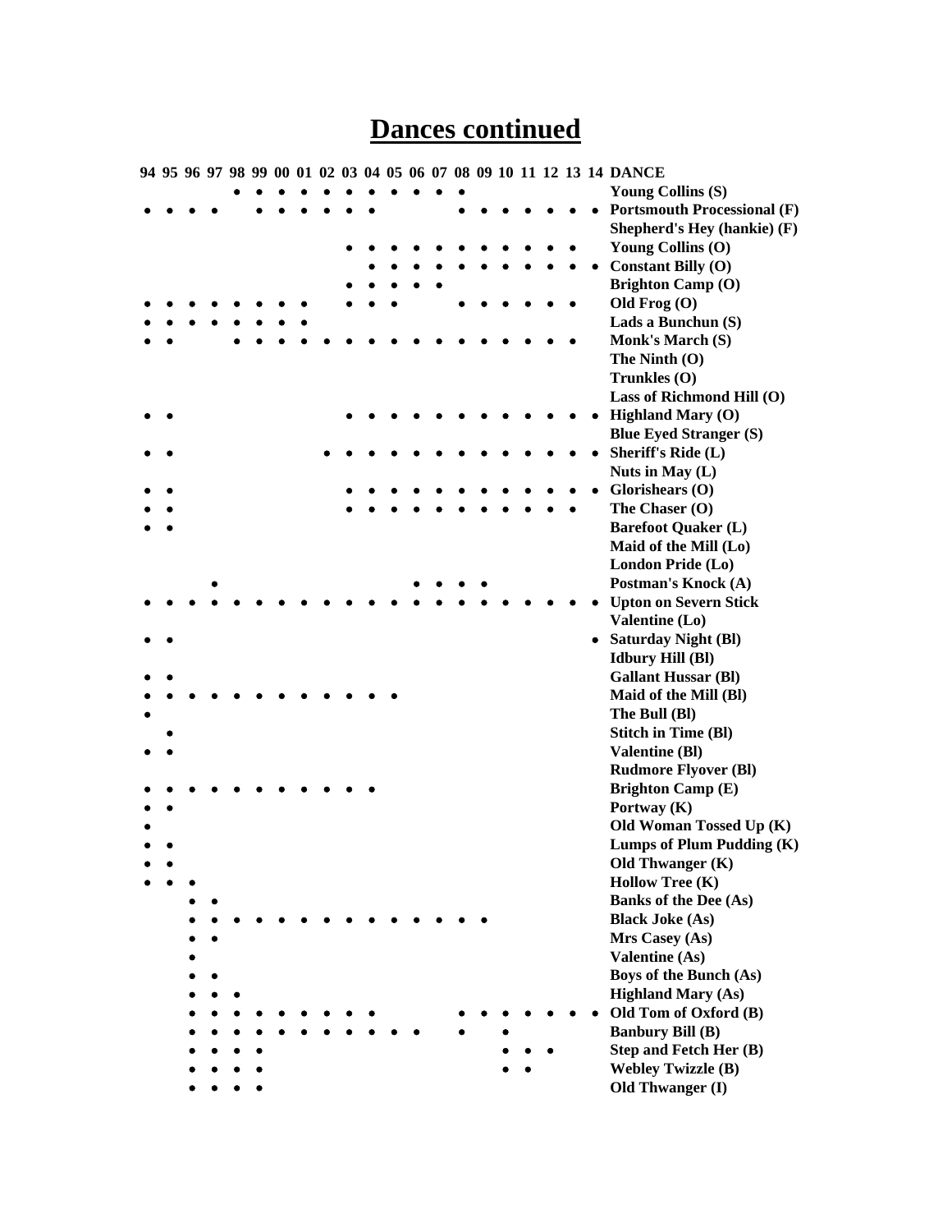# Dances continued

| 94 | 95 | 96 | 97 | 98 | 99 | 00 | 01 | 02 | 03 | 04 | 05 | 06 | 07 | 08 | 09 | 10 | 11 | 12 | 13 | 14 | DANCE |
|---|---|---|---|---|---|---|---|---|---|---|---|---|---|---|---|---|---|---|---|---|---|
| | | | | • | • | • | • | • | • | • | • | • | • | • | | | | | | | **Young Collins (S)** |
| • | • | • | • | | • | • | • | • | • | • | | | | • | • | • | • | • | • | • | **Portsmouth Processional (F)** |
| | | | | | | | | | | | | | | | | | | | | | **Shepherd's Hey (hankie) (F)** |
| | | | | | | | | | • | • | • | • | • | • | • | • | • | • | • | | **Young Collins (O)** |
| | | | | | | | | | | • | • | • | • | • | • | • | • | • | • | • | **Constant Billy (O)** |
| | | | | | | | | | • | • | • | • | • | | | | | | | | **Brighton Camp (O)** |
| • | • | • | • | • | • | • | • | | • | • | • | | | • | • | • | • | • | • | | **Old Frog (O)** |
| • | • | • | • | • | • | • | • | | | | | | | | | | | | | | **Lads a Bunchun (S)** |
| • | • | | | • | • | • | • | • | • | • | • | • | • | • | • | • | • | • | • | | **Monk's March (S)** |
| | | | | | | | | | | | | | | | | | | | | | **The Ninth (O)** |
| | | | | | | | | | | | | | | | | | | | | | **Trunkles (O)** |
| | | | | | | | | | | | | | | | | | | | | | **Lass of Richmond Hill (O)** |
| • | • | | | | | | | | • | • | • | • | • | • | • | • | • | • | • | • | **Highland Mary (O)** |
| | | | | | | | | | | | | | | | | | | | | | **Blue Eyed Stranger (S)** |
| • | • | | | | | | | • | • | • | • | • | • | • | • | • | • | • | • | • | **Sheriff's Ride (L)** |
| | | | | | | | | | | | | | | | | | | | | | **Nuts in May (L)** |
| • | • | | | | | | | | • | • | • | • | • | • | • | • | • | • | • | • | **Glorishears (O)** |
| • | • | | | | | | | | • | • | • | • | • | • | • | • | • | • | • | | **The Chaser (O)** |
| • | • | | | | | | | | | | | | | | | | | | | | **Barefoot Quaker (L)** |
| | | | | | | | | | | | | | | | | | | | | | **Maid of the Mill (Lo)** |
| | | | | | | | | | | | | | | | | | | | | | **London Pride (Lo)** |
| | | | • | | | | | | | | | • | • | • | • | | | | | | **Postman's Knock (A)** |
| • | • | • | • | • | • | • | • | • | • | • | • | • | • | • | • | • | • | • | • | • | **Upton on Severn Stick** |
| | | | | | | | | | | | | | | | | | | | | | **Valentine (Lo)** |
| • | • | | | | | | | | | | | | | | | | | | | • | **Saturday Night (Bl)** |
| | | | | | | | | | | | | | | | | | | | | | **Idbury Hill (Bl)** |
| • | • | | | | | | | | | | | | | | | | | | | | **Gallant Hussar (Bl)** |
| • | • | • | • | • | • | • | • | • | • | • | • | | | | | | | | | | **Maid of the Mill (Bl)** |
| • | | | | | | | | | | | | | | | | | | | | | **The Bull (Bl)** |
| | • | | | | | | | | | | | | | | | | | | | | **Stitch in Time (Bl)** |
| • | • | | | | | | | | | | | | | | | | | | | | **Valentine (Bl)** |
| | | | | | | | | | | | | | | | | | | | | | **Rudmore Flyover (Bl)** |
| • | • | • | • | • | • | • | • | • | • | • | | | | | | | | | | | **Brighton Camp (E)** |
| • | • | | | | | | | | | | | | | | | | | | | | **Portway (K)** |
| • | | | | | | | | | | | | | | | | | | | | | **Old Woman Tossed Up (K)** |
| • | • | | | | | | | | | | | | | | | | | | | | **Lumps of Plum Pudding (K)** |
| • | • | | | | | | | | | | | | | | | | | | | | **Old Thwanger (K)** |
| • | • | • | | | | | | | | | | | | | | | | | | | **Hollow Tree (K)** |
| | | • | • | | | | | | | | | | | | | | | | | | **Banks of the Dee (As)** |
| | | • | • | • | • | • | • | • | • | • | • | • | • | • | • | | | | | | **Black Joke (As)** |
| | | • | • | | | | | | | | | | | | | | | | | | **Mrs Casey (As)** |
| | | • | | | | | | | | | | | | | | | | | | | **Valentine (As)** |
| | | • | • | | | | | | | | | | | | | | | | | | **Boys of the Bunch (As)** |
| | | • | • | • | | | | | | | | | | | | | | | | | **Highland Mary (As)** |
| | | • | • | • | • | • | • | • | • | • | | | | • | • | • | • | • | • | • | **Old Tom of Oxford (B)** |
| | | • | • | • | • | • | • | • | • | • | • | • | | • | | • | | | | | **Banbury Bill (B)** |
| | | • | • | • | • | | | | | | | | | | | • | • | • | | | **Step and Fetch Her (B)** |
| | | • | • | • | • | | | | | | | | | | | • | • | | | | **Webley Twizzle (B)** |
| | | • | • | • | • | | | | | | | | | | | | | | | | **Old Thwanger (I)** |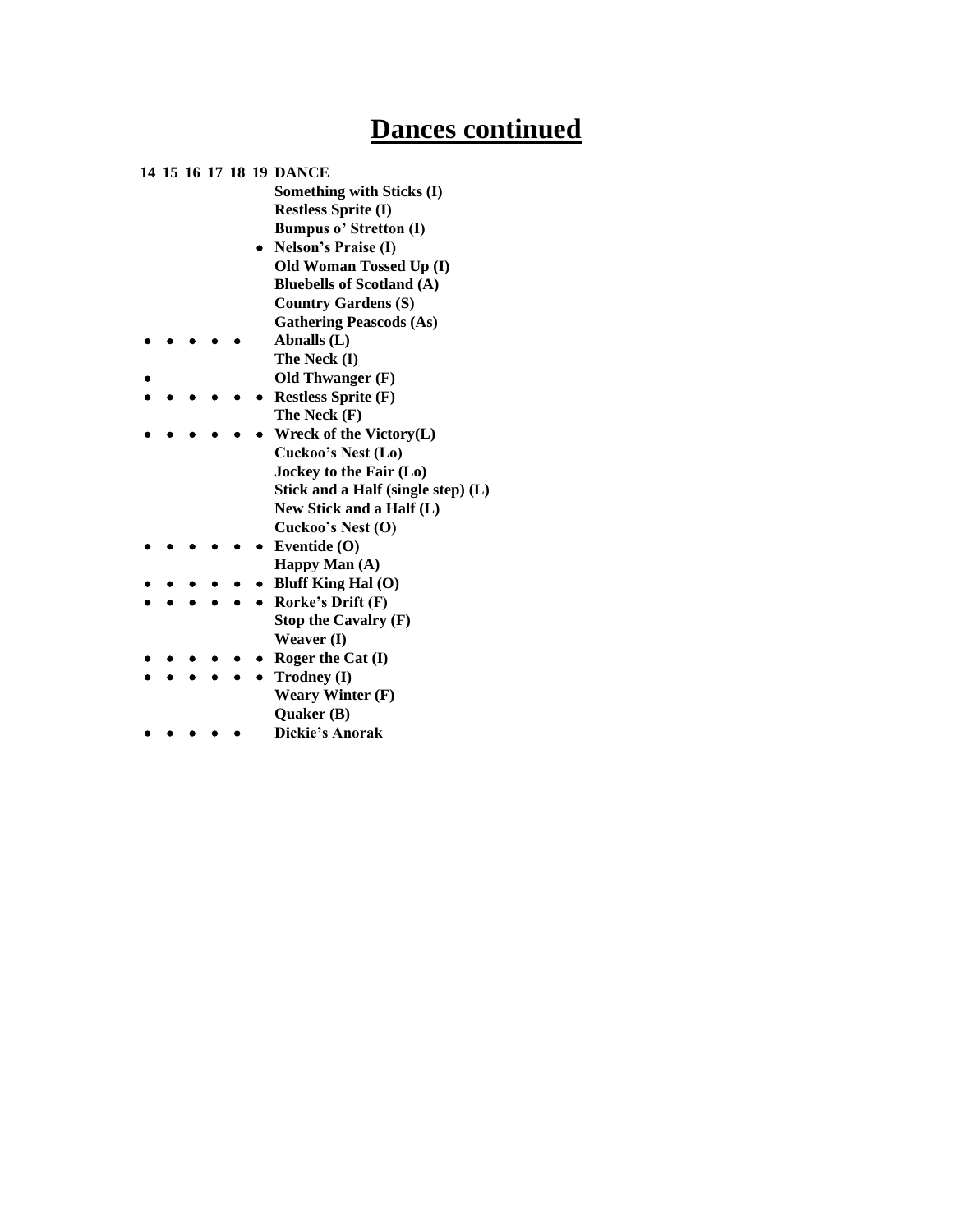# Dances continued

| 14 | 15 | 16 | 17 | 18 | 19 | DANCE |
|---|---|---|---|---|---|---|
| | | | | | | Something with Sticks (I) |
| | | | | | | Restless Sprite (I) |
| | | | | | | Bumpus o' Stretton (I) |
| | | | | | • | Nelson's Praise (I) |
| | | | | | | Old Woman Tossed Up (I) |
| | | | | | | Bluebells of Scotland (A) |
| | | | | | | Country Gardens (S) |
| | | | | | | Gathering Peascods (As) |
| • | • | • | • | • | | Abnalls (L) |
| | | | | | | The Neck (I) |
| • | | | | | | Old Thwanger (F) |
| • | • | • | • | • | • | Restless Sprite (F) |
| | | | | | | The Neck (F) |
| • | • | • | • | • | • | Wreck of the Victory(L) |
| | | | | | | Cuckoo's Nest (Lo) |
| | | | | | | Jockey to the Fair (Lo) |
| | | | | | | Stick and a Half (single step) (L) |
| | | | | | | New Stick and a Half (L) |
| | | | | | | Cuckoo's Nest (O) |
| • | • | • | • | • | • | Eventide (O) |
| | | | | | | Happy Man (A) |
| • | • | • | • | • | • | Bluff King Hal (O) |
| • | • | • | • | • | • | Rorke's Drift (F) |
| | | | | | | Stop the Cavalry (F) |
| | | | | | | Weaver (I) |
| • | • | • | • | • | • | Roger the Cat (I) |
| • | • | • | • | • | • | Trodney (I) |
| | | | | | | Weary Winter (F) |
| | | | | | | Quaker (B) |
| • | • | • | • | • | | Dickie's Anorak |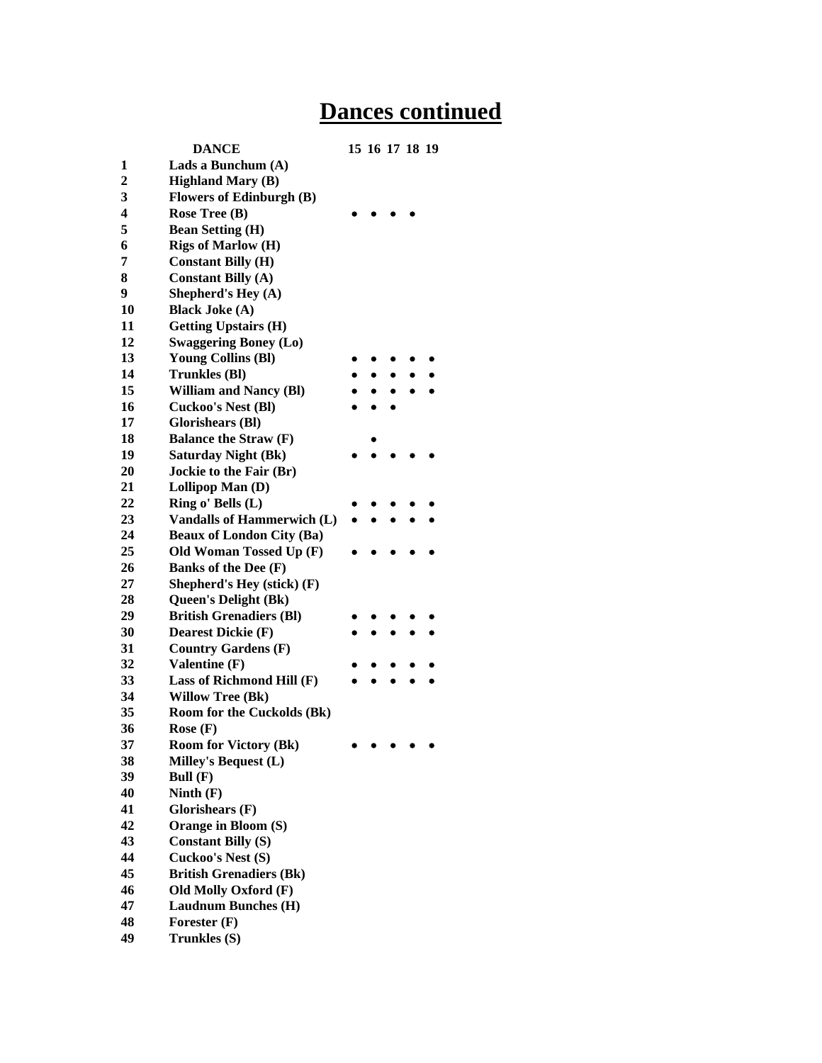# Dances continued

| | DANCE | 15 | 16 | 17 | 18 | 19 |
|---|---|---|---|---|---|---|
| 1 | Lads a Bunchum (A) | | | | | |
| 2 | Highland Mary (B) | | | | | |
| 3 | Flowers of Edinburgh (B) | | | | | |
| 4 | Rose Tree (B) | • | • | • | • | |
| 5 | Bean Setting (H) | | | | | |
| 6 | Rigs of Marlow (H) | | | | | |
| 7 | Constant Billy (H) | | | | | |
| 8 | Constant Billy (A) | | | | | |
| 9 | Shepherd's Hey (A) | | | | | |
| 10 | Black Joke (A) | | | | | |
| 11 | Getting Upstairs (H) | | | | | |
| 12 | Swaggering Boney (Lo) | | | | | |
| 13 | Young Collins (Bl) | • | • | • | • | • |
| 14 | Trunkles (Bl) | • | • | • | • | • |
| 15 | William and Nancy (Bl) | • | • | • | • | • |
| 16 | Cuckoo's Nest (Bl) | • | • | • | | |
| 17 | Glorishears (Bl) | | | | | |
| 18 | Balance the Straw (F) | | • | | | |
| 19 | Saturday Night (Bk) | • | • | • | • | • |
| 20 | Jockie to the Fair (Br) | | | | | |
| 21 | Lollipop Man (D) | | | | | |
| 22 | Ring o' Bells (L) | • | • | • | • | • |
| 23 | Vandalls of Hammerwich (L) | • | • | • | • | • |
| 24 | Beaux of London City (Ba) | | | | | |
| 25 | Old Woman Tossed Up (F) | • | • | • | • | • |
| 26 | Banks of the Dee (F) | | | | | |
| 27 | Shepherd's Hey (stick) (F) | | | | | |
| 28 | Queen's Delight (Bk) | | | | | |
| 29 | British Grenadiers (Bl) | • | • | • | • | • |
| 30 | Dearest Dickie (F) | • | • | • | • | • |
| 31 | Country Gardens (F) | | | | | |
| 32 | Valentine (F) | • | • | • | • | • |
| 33 | Lass of Richmond Hill (F) | • | • | • | • | • |
| 34 | Willow Tree (Bk) | | | | | |
| 35 | Room for the Cuckolds (Bk) | | | | | |
| 36 | Rose (F) | | | | | |
| 37 | Room for Victory (Bk) | • | • | • | • | • |
| 38 | Milley's Bequest (L) | | | | | |
| 39 | Bull (F) | | | | | |
| 40 | Ninth (F) | | | | | |
| 41 | Glorishears (F) | | | | | |
| 42 | Orange in Bloom (S) | | | | | |
| 43 | Constant Billy (S) | | | | | |
| 44 | Cuckoo's Nest (S) | | | | | |
| 45 | British Grenadiers (Bk) | | | | | |
| 46 | Old Molly Oxford (F) | | | | | |
| 47 | Laudnum Bunches (H) | | | | | |
| 48 | Forester (F) | | | | | |
| 49 | Trunkles (S) | | | | | |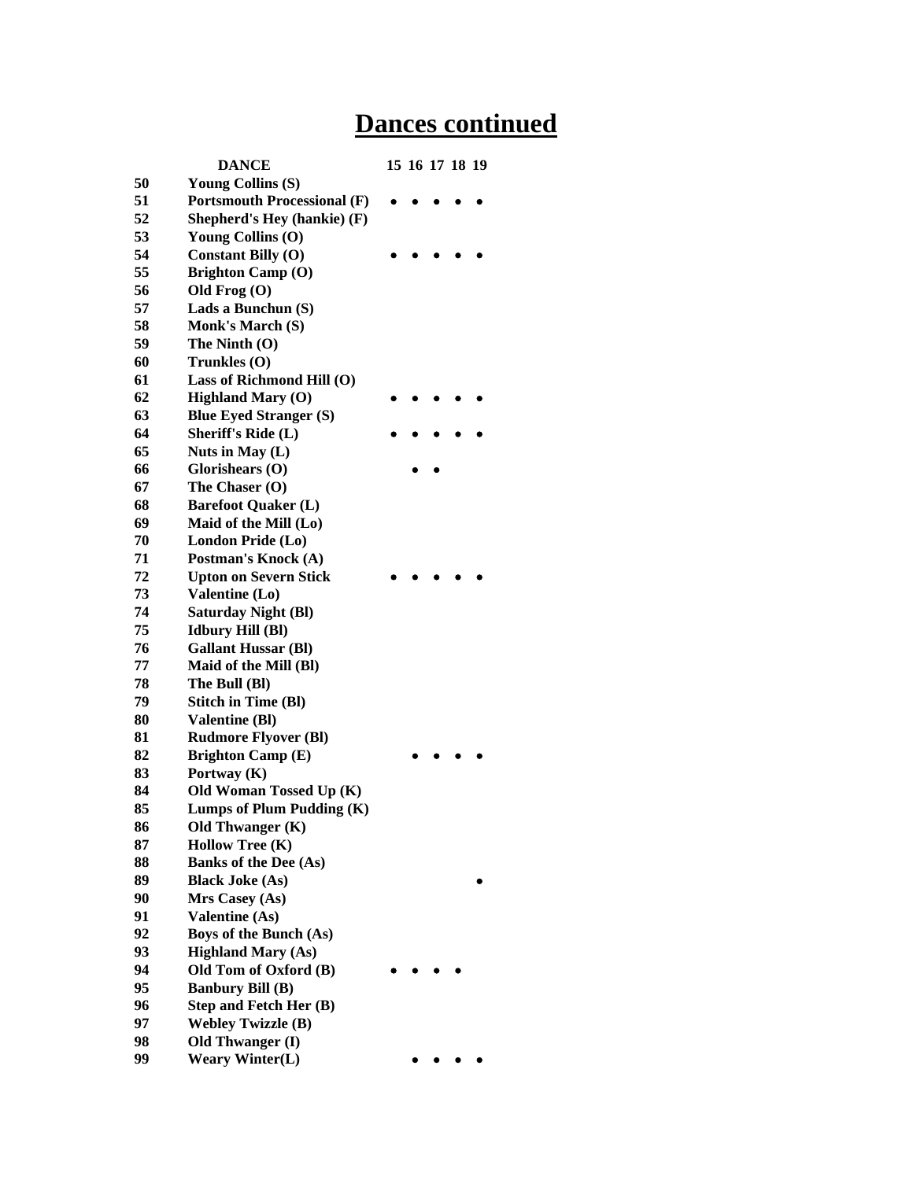# Dances continued

| | DANCE | 15 | 16 | 17 | 18 | 19 |
|---|---|---|---|---|---|---|
| 50 | Young Collins (S) | | | | | |
| 51 | Portsmouth Processional (F) | • | • | • | • | • |
| 52 | Shepherd's Hey (hankie) (F) | | | | | |
| 53 | Young Collins (O) | | | | | |
| 54 | Constant Billy (O) | • | • | • | • | • |
| 55 | Brighton Camp (O) | | | | | |
| 56 | Old Frog (O) | | | | | |
| 57 | Lads a Bunchun (S) | | | | | |
| 58 | Monk's March (S) | | | | | |
| 59 | The Ninth (O) | | | | | |
| 60 | Trunkles (O) | | | | | |
| 61 | Lass of Richmond Hill (O) | | | | | |
| 62 | Highland Mary (O) | • | • | • | • | • |
| 63 | Blue Eyed Stranger (S) | | | | | |
| 64 | Sheriff's Ride (L) | • | • | • | • | • |
| 65 | Nuts in May (L) | | | | | |
| 66 | Glorishears (O) | | • | • | | |
| 67 | The Chaser (O) | | | | | |
| 68 | Barefoot Quaker (L) | | | | | |
| 69 | Maid of the Mill (Lo) | | | | | |
| 70 | London Pride (Lo) | | | | | |
| 71 | Postman's Knock (A) | | | | | |
| 72 | Upton on Severn Stick | • | • | • | • | • |
| 73 | Valentine (Lo) | | | | | |
| 74 | Saturday Night (Bl) | | | | | |
| 75 | Idbury Hill (Bl) | | | | | |
| 76 | Gallant Hussar (Bl) | | | | | |
| 77 | Maid of the Mill (Bl) | | | | | |
| 78 | The Bull (Bl) | | | | | |
| 79 | Stitch in Time (Bl) | | | | | |
| 80 | Valentine (Bl) | | | | | |
| 81 | Rudmore Flyover (Bl) | | | | | |
| 82 | Brighton Camp (E) | | • | • | • | • |
| 83 | Portway (K) | | | | | |
| 84 | Old Woman Tossed Up (K) | | | | | |
| 85 | Lumps of Plum Pudding (K) | | | | | |
| 86 | Old Thwanger (K) | | | | | |
| 87 | Hollow Tree (K) | | | | | |
| 88 | Banks of the Dee (As) | | | | | |
| 89 | Black Joke (As) | | | | | • |
| 90 | Mrs Casey (As) | | | | | |
| 91 | Valentine (As) | | | | | |
| 92 | Boys of the Bunch (As) | | | | | |
| 93 | Highland Mary (As) | | | | | |
| 94 | Old Tom of Oxford (B) | • | • | • | • | |
| 95 | Banbury Bill (B) | | | | | |
| 96 | Step and Fetch Her (B) | | | | | |
| 97 | Webley Twizzle (B) | | | | | |
| 98 | Old Thwanger (I) | | | | | |
| 99 | Weary Winter(L) | | • | • | • | • |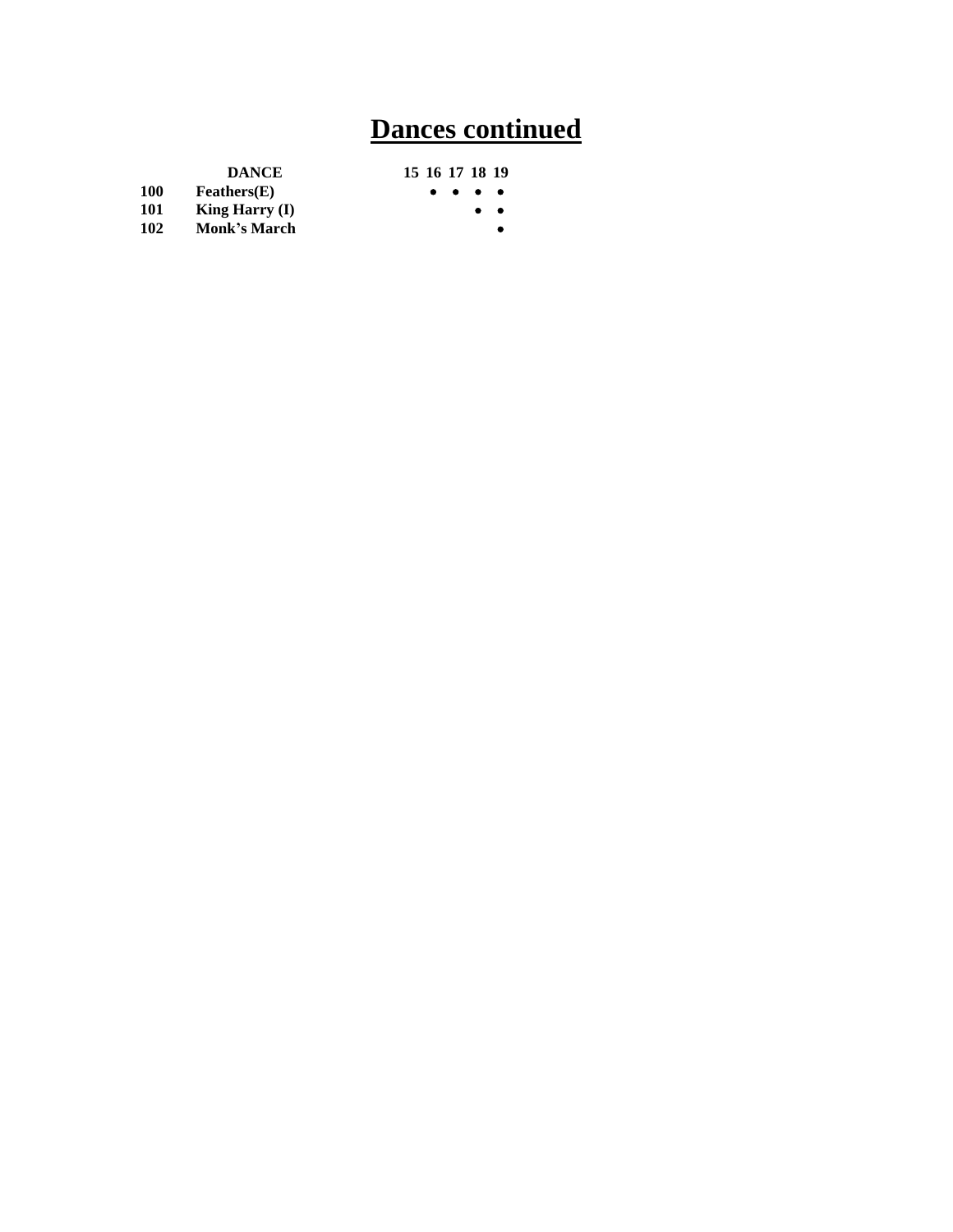# Dances continued

| | DANCE | 15 | 16 | 17 | 18 | 19 |
|---|---|---|---|---|---|---|
| 100 | Feathers(E) | | • | • | • | • |
| 101 | King Harry (I) | | | | • | • |
| 102 | Monk's March | | | | | • |